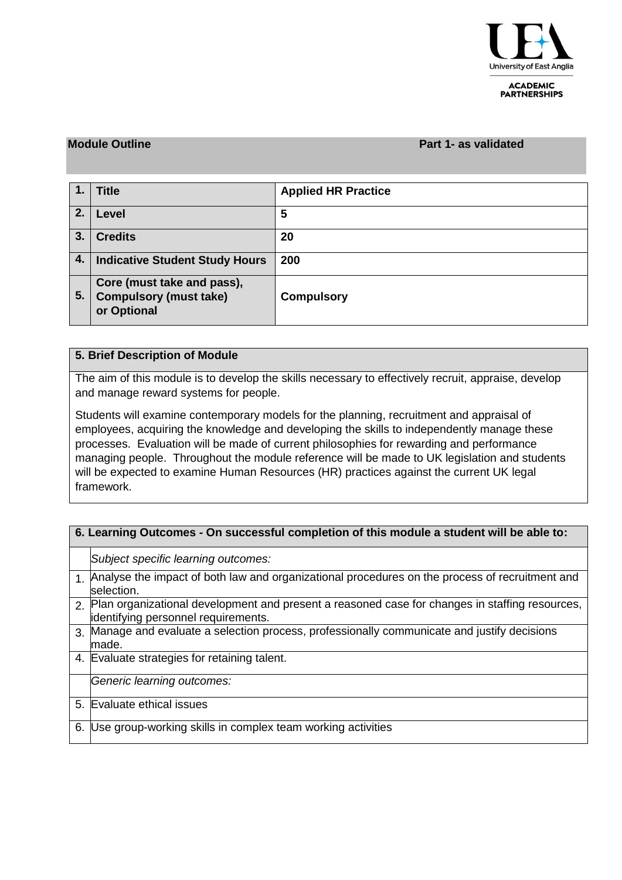University of East Anglia
ACADEMIC PARTNERSHIPS

| **Module Outline** | **Part 1- as validated** |
|---|---|

| | | |
|---|---|---|
| **1.** | **Title** | **Applied HR Practice** |
| **2.** | **Level** | **5** |
| **3.** | **Credits** | **20** |
| **4.** | **Indicative Student Study Hours** | **200** |
| **5.** | **Core (must take and pass), Compulsory (must take) or Optional** | **Compulsory** |

## 5. Brief Description of Module

The aim of this module is to develop the skills necessary to effectively recruit, appraise, develop and manage reward systems for people.

Students will examine contemporary models for the planning, recruitment and appraisal of employees, acquiring the knowledge and developing the skills to independently manage these processes. Evaluation will be made of current philosophies for rewarding and performance managing people. Throughout the module reference will be made to UK legislation and students will be expected to examine Human Resources (HR) practices against the current UK legal framework.

## 6. Learning Outcomes - On successful completion of this module a student will be able to:

| | |
|---|---|
| | *Subject specific learning outcomes:* |
| 1. | Analyse the impact of both law and organizational procedures on the process of recruitment and selection. |
| 2. | Plan organizational development and present a reasoned case for changes in staffing resources, identifying personnel requirements. |
| 3. | Manage and evaluate a selection process, professionally communicate and justify decisions made. |
| 4. | Evaluate strategies for retaining talent. |
| | *Generic learning outcomes:* |
| 5. | Evaluate ethical issues |
| 6. | Use group-working skills in complex team working activities |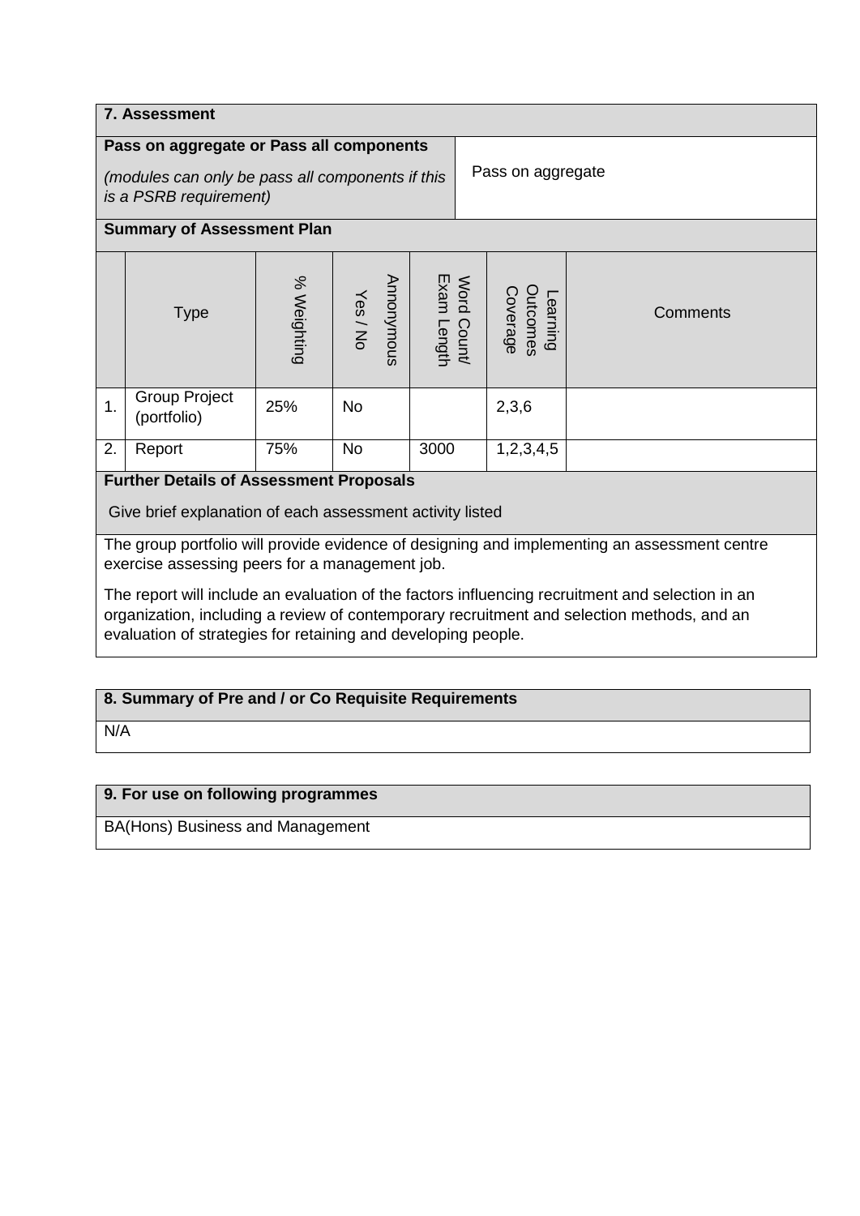## 7. Assessment

| **Pass on aggregate or Pass all components** *(modules can only be pass all components if this is a PSRB requirement)* | Pass on aggregate |
|---|---|

**Summary of Assessment Plan**

| | Type | % Weighting | Annonymous Yes / No | Word Count/ Exam Length | Learning Outcomes Coverage | Comments |
|---|---|---|---|---|---|---|
| 1. | Group Project (portfolio) | 25% | No | | 2,3,6 | |
| 2. | Report | 75% | No | 3000 | 1,2,3,4,5 | |

**Further Details of Assessment Proposals**

Give brief explanation of each assessment activity listed

The group portfolio will provide evidence of designing and implementing an assessment centre exercise assessing peers for a management job.

The report will include an evaluation of the factors influencing recruitment and selection in an organization, including a review of contemporary recruitment and selection methods, and an evaluation of strategies for retaining and developing people.

## 8. Summary of Pre and / or Co Requisite Requirements

N/A

## 9. For use on following programmes

BA(Hons) Business and Management